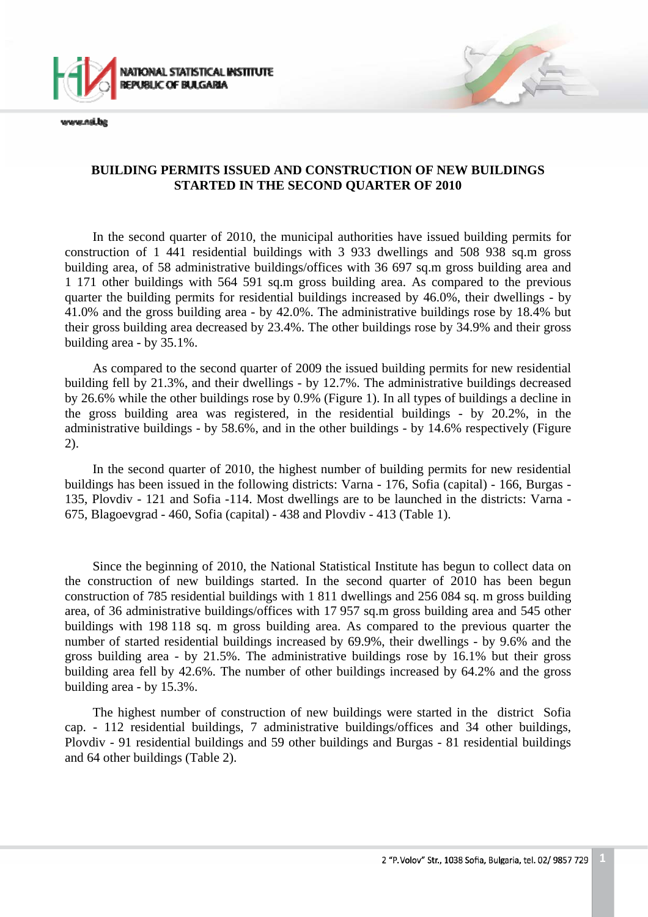# BUILDING PERMITS ISSUED AND CONSTRUCTION OF NEW BUILDINGS STARTED IN THE SECOND QUARTER OF 2010

In the second quarter of 2010, the municipal authorities have issued building permits for construction of 1 441 residential buildings with 3 933 dwellings and 508 938 sq.m gross building area, of 58 administrative buildings/offices with 36 697 sq.m gross building area and 1 171 other buildings with 564 591 sq.m gross building area. As compared to the previous quarter the building permits for residential buildings increased by 46.0%, their dwellings - by 41.0% and the gross building area - by 42.0%. The administrative buildings rose by 18.4% but their gross building area decreased by 23.4%. The other buildings rose by 34.9% and their gross building area - by 35.1%.

As compared to the second quarter of 2009 the issued building permits for new residential building fell by 21.3%, and their dwellings - by 12.7%. The administrative buildings decreased by 26.6% while the other buildings rose by 0.9% (Figure 1). In all types of buildings a decline in the gross building area was registered, in the residential buildings - by 20.2%, in the administrative buildings - by 58.6%, and in the other buildings - by 14.6% respectively (Figure 2).

In the second quarter of 2010, the highest number of building permits for new residential buildings has been issued in the following districts: Varna - 176, Sofia (capital) - 166, Burgas - 135, Plovdiv - 121 and Sofia -114. Most dwellings are to be launched in the districts: Varna - 675, Blagoevgrad - 460, Sofia (capital) - 438 and Plovdiv - 413 (Table 1).

Since the beginning of 2010, the National Statistical Institute has begun to collect data on the construction of new buildings started. In the second quarter of 2010 has been begun construction of 785 residential buildings with 1 811 dwellings and 256 084 sq. m gross building area, of 36 administrative buildings/offices with 17 957 sq.m gross building area and 545 other buildings with 198 118 sq. m gross building area. As compared to the previous quarter the number of started residential buildings increased by 69.9%, their dwellings - by 9.6% and the gross building area - by 21.5%. The administrative buildings rose by 16.1% but their gross building area fell by 42.6%. The number of other buildings increased by 64.2% and the gross building area - by 15.3%.

The highest number of construction of new buildings were started in the district Sofia cap. - 112 residential buildings, 7 administrative buildings/offices and 34 other buildings, Plovdiv - 91 residential buildings and 59 other buildings and Burgas - 81 residential buildings and 64 other buildings (Table 2).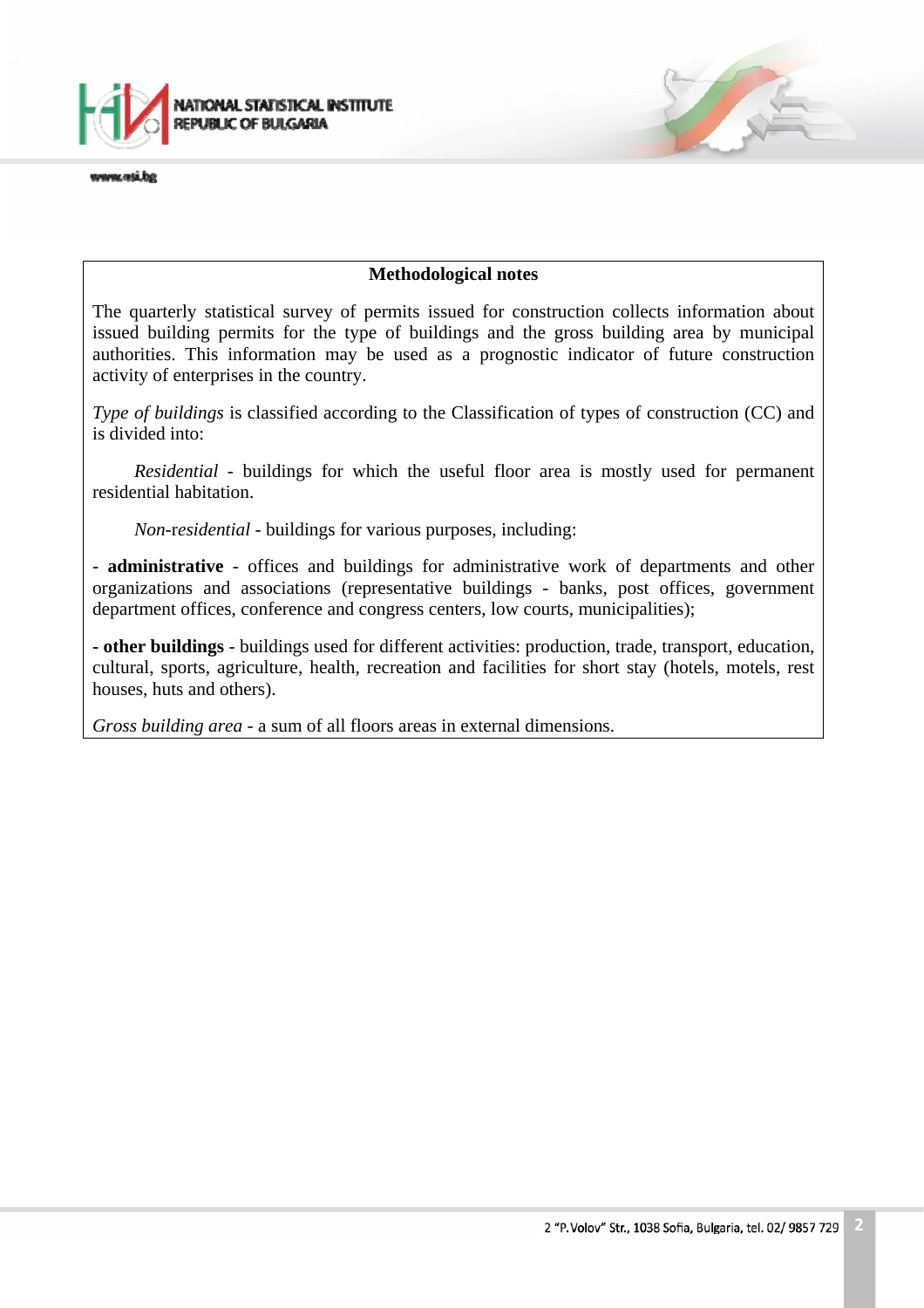## Methodological notes

The quarterly statistical survey of permits issued for construction collects information about issued building permits for the type of buildings and the gross building area by municipal authorities. This information may be used as a prognostic indicator of future construction activity of enterprises in the country.

*Type of buildings* is classified according to the Classification of types of construction (CC) and is divided into:

*Residential* - buildings for which the useful floor area is mostly used for permanent residential habitation.

*Non-residential* - buildings for various purposes, including:

- **administrative** - offices and buildings for administrative work of departments and other organizations and associations (representative buildings - banks, post offices, government department offices, conference and congress centers, low courts, municipalities);

- **other buildings** - buildings used for different activities: production, trade, transport, education, cultural, sports, agriculture, health, recreation and facilities for short stay (hotels, motels, rest houses, huts and others).

*Gross building area* - a sum of all floors areas in external dimensions.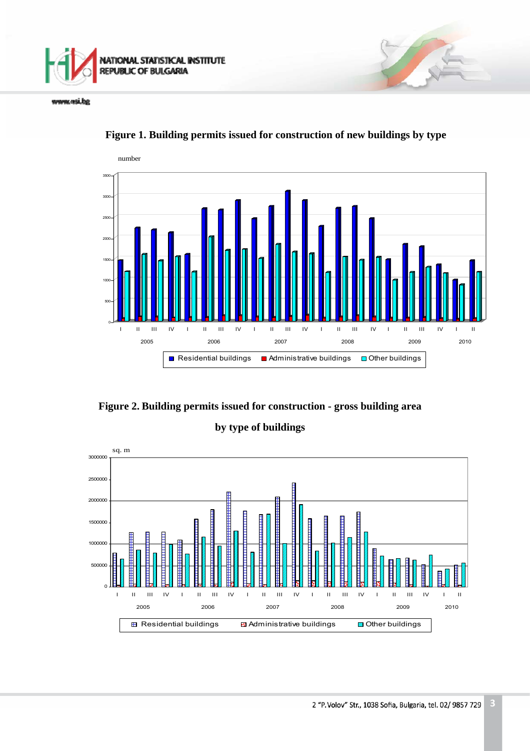**Figure 1. Building permits issued for construction of new buildings by type**

**Figure 2. Building permits issued for construction - gross building area by type of buildings**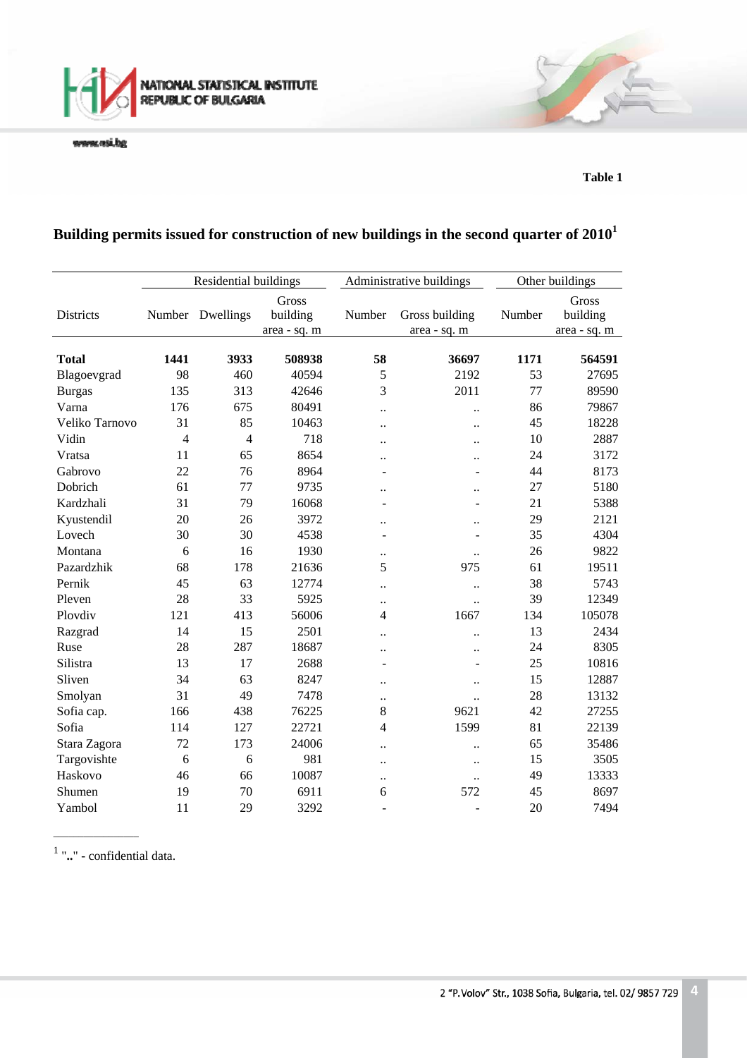**Table 1**

## Building permits issued for construction of new buildings in the second quarter of 2010[1]

| Districts | Residential buildings | | | Administrative buildings | | Other buildings | |
|---|---|---|---|---|---|---|---|
| | Number | Dwellings | Gross building area - sq. m | Number | Gross building area - sq. m | Number | Gross building area - sq. m |
| **Total** | **1441** | **3933** | **508938** | **58** | **36697** | **1171** | **564591** |
| Blagoevgrad | 98 | 460 | 40594 | 5 | 2192 | 53 | 27695 |
| Burgas | 135 | 313 | 42646 | 3 | 2011 | 77 | 89590 |
| Varna | 176 | 675 | 80491 | .. | .. | 86 | 79867 |
| Veliko Tarnovo | 31 | 85 | 10463 | .. | .. | 45 | 18228 |
| Vidin | 4 | 4 | 718 | .. | .. | 10 | 2887 |
| Vratsa | 11 | 65 | 8654 | .. | .. | 24 | 3172 |
| Gabrovo | 22 | 76 | 8964 | - | - | 44 | 8173 |
| Dobrich | 61 | 77 | 9735 | .. | .. | 27 | 5180 |
| Kardzhali | 31 | 79 | 16068 | - | - | 21 | 5388 |
| Kyustendil | 20 | 26 | 3972 | .. | .. | 29 | 2121 |
| Lovech | 30 | 30 | 4538 | - | - | 35 | 4304 |
| Montana | 6 | 16 | 1930 | .. | .. | 26 | 9822 |
| Pazardzhik | 68 | 178 | 21636 | 5 | 975 | 61 | 19511 |
| Pernik | 45 | 63 | 12774 | .. | .. | 38 | 5743 |
| Pleven | 28 | 33 | 5925 | .. | .. | 39 | 12349 |
| Plovdiv | 121 | 413 | 56006 | 4 | 1667 | 134 | 105078 |
| Razgrad | 14 | 15 | 2501 | .. | .. | 13 | 2434 |
| Ruse | 28 | 287 | 18687 | .. | .. | 24 | 8305 |
| Silistra | 13 | 17 | 2688 | - | - | 25 | 10816 |
| Sliven | 34 | 63 | 8247 | .. | .. | 15 | 12887 |
| Smolyan | 31 | 49 | 7478 | .. | .. | 28 | 13132 |
| Sofia cap. | 166 | 438 | 76225 | 8 | 9621 | 42 | 27255 |
| Sofia | 114 | 127 | 22721 | 4 | 1599 | 81 | 22139 |
| Stara Zagora | 72 | 173 | 24006 | .. | .. | 65 | 35486 |
| Targovishte | 6 | 6 | 981 | .. | .. | 15 | 3505 |
| Haskovo | 46 | 66 | 10087 | .. | .. | 49 | 13333 |
| Shumen | 19 | 70 | 6911 | 6 | 572 | 45 | 8697 |
| Yambol | 11 | 29 | 3292 | - | - | 20 | 7494 |

[1] ".." - confidential data.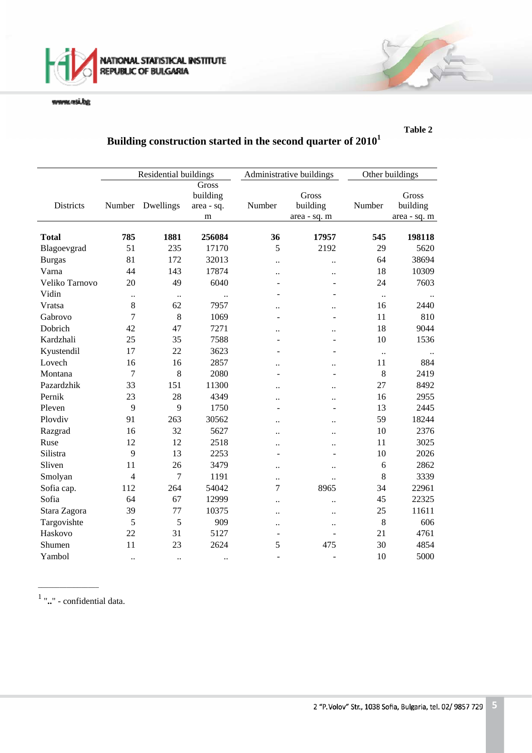Table 2

## Building construction started in the second quarter of 2010[1]

| Districts | Residential buildings | | | Administrative buildings | | Other buildings | |
|---|---|---|---|---|---|---|---|
| | Number | Dwellings | Gross building area - sq. m | Number | Gross building area - sq. m | Number | Gross building area - sq. m |
| **Total** | **785** | **1881** | **256084** | **36** | **17957** | **545** | **198118** |
| Blagoevgrad | 51 | 235 | 17170 | 5 | 2192 | 29 | 5620 |
| Burgas | 81 | 172 | 32013 | .. | .. | 64 | 38694 |
| Varna | 44 | 143 | 17874 | .. | .. | 18 | 10309 |
| Veliko Tarnovo | 20 | 49 | 6040 | - | - | 24 | 7603 |
| Vidin | .. | .. | .. | - | - | .. | .. |
| Vratsa | 8 | 62 | 7957 | .. | .. | 16 | 2440 |
| Gabrovo | 7 | 8 | 1069 | - | - | 11 | 810 |
| Dobrich | 42 | 47 | 7271 | .. | .. | 18 | 9044 |
| Kardzhali | 25 | 35 | 7588 | - | - | 10 | 1536 |
| Kyustendil | 17 | 22 | 3623 | - | - | .. | .. |
| Lovech | 16 | 16 | 2857 | .. | .. | 11 | 884 |
| Montana | 7 | 8 | 2080 | - | - | 8 | 2419 |
| Pazardzhik | 33 | 151 | 11300 | .. | .. | 27 | 8492 |
| Pernik | 23 | 28 | 4349 | .. | .. | 16 | 2955 |
| Pleven | 9 | 9 | 1750 | - | - | 13 | 2445 |
| Plovdiv | 91 | 263 | 30562 | .. | .. | 59 | 18244 |
| Razgrad | 16 | 32 | 5627 | .. | .. | 10 | 2376 |
| Ruse | 12 | 12 | 2518 | .. | .. | 11 | 3025 |
| Silistra | 9 | 13 | 2253 | - | - | 10 | 2026 |
| Sliven | 11 | 26 | 3479 | .. | .. | 6 | 2862 |
| Smolyan | 4 | 7 | 1191 | .. | .. | 8 | 3339 |
| Sofia cap. | 112 | 264 | 54042 | 7 | 8965 | 34 | 22961 |
| Sofia | 64 | 67 | 12999 | .. | .. | 45 | 22325 |
| Stara Zagora | 39 | 77 | 10375 | .. | .. | 25 | 11611 |
| Targovishte | 5 | 5 | 909 | .. | .. | 8 | 606 |
| Haskovo | 22 | 31 | 5127 | - | - | 21 | 4761 |
| Shumen | 11 | 23 | 2624 | 5 | 475 | 30 | 4854 |
| Yambol | .. | .. | .. | - | - | 10 | 5000 |

[1] ".." - confidential data.